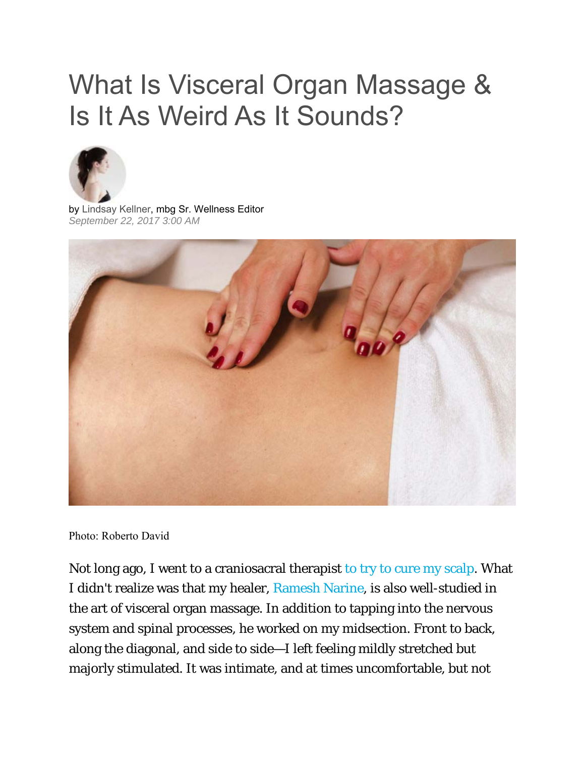# What Is Visceral Organ Massage & Is It As Weird As It Sounds?

by Lindsay Kellner, mbg Sr. Wellness Editor
*September 22, 2017 3:00 AM*

Photo: Roberto David

Not long ago, I went to a craniosacral therapist to try to cure my scalp. What I didn't realize was that my healer, Ramesh Narine, is also well-studied in the art of visceral organ massage. In addition to tapping into the nervous system and spinal processes, he worked on my midsection. Front to back, along the diagonal, and side to side—I left feeling mildly stretched but majorly stimulated. It was intimate, and at times uncomfortable, but not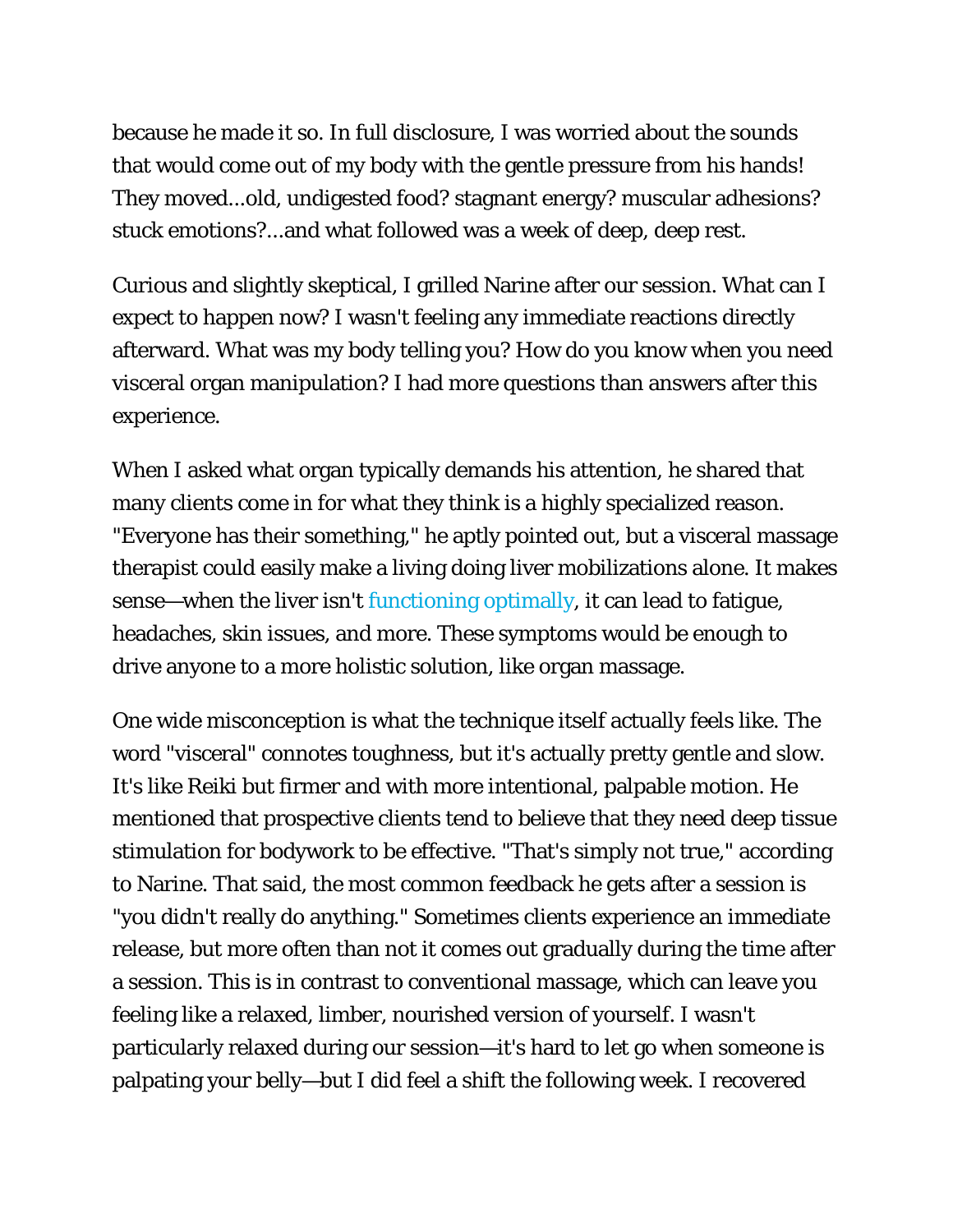because he made it so. In full disclosure, I was worried about the sounds that would come out of my body with the gentle pressure from his hands! They moved...old, undigested food? stagnant energy? muscular adhesions? stuck emotions?...and what followed was a week of deep, deep rest.

Curious and slightly skeptical, I grilled Narine after our session. What can I expect to happen now? I wasn't feeling any immediate reactions directly afterward. What was my body telling you? How do you know when you need visceral organ manipulation? I had more questions than answers after this experience.

When I asked what organ typically demands his attention, he shared that many clients come in for what they think is a highly specialized reason. "Everyone has their something," he aptly pointed out, but a visceral massage therapist could easily make a living doing liver mobilizations alone. It makes sense—when the liver isn't functioning optimally, it can lead to fatigue, headaches, skin issues, and more. These symptoms would be enough to drive anyone to a more holistic solution, like organ massage.

One wide misconception is what the technique itself actually feels like. The word "visceral" connotes toughness, but it's actually pretty gentle and slow. It's like Reiki but firmer and with more intentional, palpable motion. He mentioned that prospective clients tend to believe that they need deep tissue stimulation for bodywork to be effective. "That's simply not true," according to Narine. That said, the most common feedback he gets after a session is "you didn't really do anything." Sometimes clients experience an immediate release, but more often than not it comes out gradually during the time after a session. This is in contrast to conventional massage, which can leave you feeling like a relaxed, limber, nourished version of yourself. I wasn't particularly relaxed during our session—it's hard to let go when someone is palpating your belly—but I did feel a shift the following week. I recovered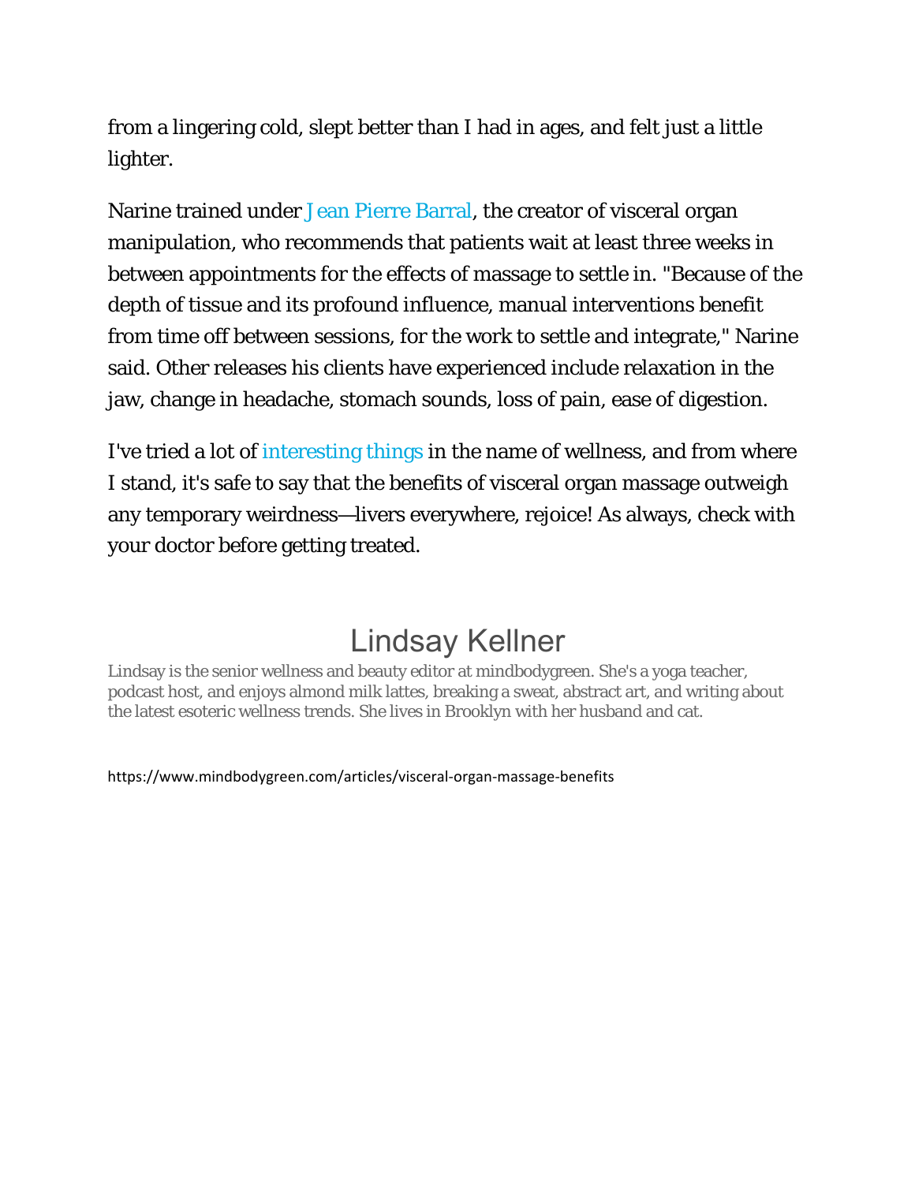from a lingering cold, slept better than I had in ages, and felt just a little lighter.

Narine trained under Jean Pierre Barral, the creator of visceral organ manipulation, who recommends that patients wait at least three weeks in between appointments for the effects of massage to settle in. "Because of the depth of tissue and its profound influence, manual interventions benefit from time off between sessions, for the work to settle and integrate," Narine said. Other releases his clients have experienced include relaxation in the jaw, change in headache, stomach sounds, loss of pain, ease of digestion.

I've tried a lot of interesting things in the name of wellness, and from where I stand, it's safe to say that the benefits of visceral organ massage outweigh any temporary weirdness—livers everywhere, rejoice! As always, check with your doctor before getting treated.

## Lindsay Kellner

Lindsay is the senior wellness and beauty editor at mindbodygreen. She's a yoga teacher, podcast host, and enjoys almond milk lattes, breaking a sweat, abstract art, and writing about the latest esoteric wellness trends. She lives in Brooklyn with her husband and cat.

https://www.mindbodygreen.com/articles/visceral-organ-massage-benefits